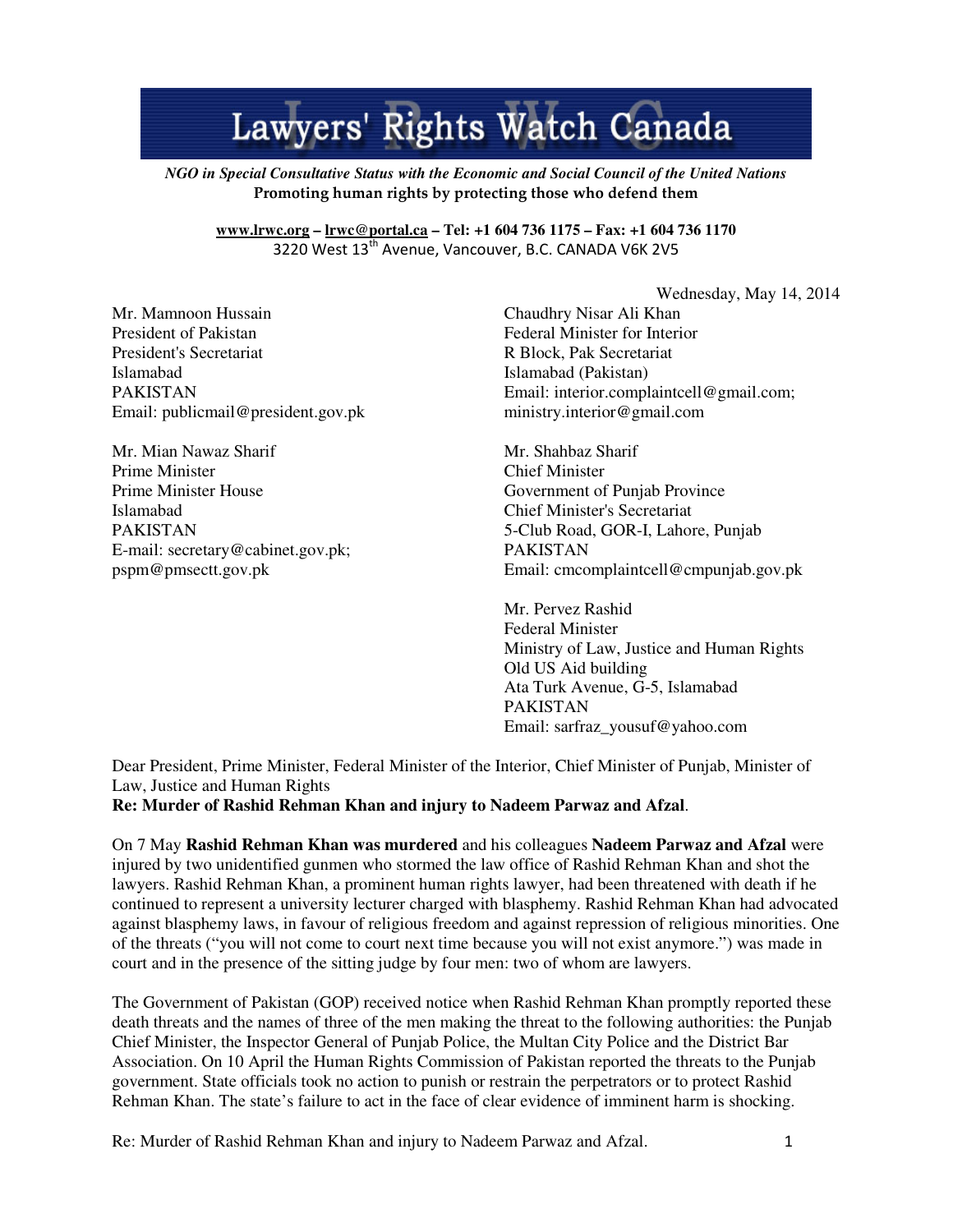# Lawyers' Rights Watch Canada

*NGO in Special Consultative Status with the Economic and Social Council of the United Nations*

**Promoting human rights by protecting those who defend them**

**www.lrwc.org – lrwc@portal.ca – Tel: +1 604 736 1175 – Fax: +1 604 736 1170**
3220 West 13th Avenue, Vancouver, B.C. CANADA V6K 2V5

Wednesday, May 14, 2014

Mr. Mamnoon Hussain
President of Pakistan
President's Secretariat
Islamabad
PAKISTAN
Email: publicmail@president.gov.pk

Mr. Mian Nawaz Sharif
Prime Minister
Prime Minister House
Islamabad
PAKISTAN
E-mail: secretary@cabinet.gov.pk; pspm@pmsectt.gov.pk

Chaudhry Nisar Ali Khan
Federal Minister for Interior
R Block, Pak Secretariat
Islamabad (Pakistan)
Email: interior.complaintcell@gmail.com; ministry.interior@gmail.com

Mr. Shahbaz Sharif
Chief Minister
Government of Punjab Province
Chief Minister's Secretariat
5-Club Road, GOR-I, Lahore, Punjab
PAKISTAN
Email: cmcomplaintcell@cmpunjab.gov.pk

Mr. Pervez Rashid
Federal Minister
Ministry of Law, Justice and Human Rights
Old US Aid building
Ata Turk Avenue, G-5, Islamabad
PAKISTAN
Email: sarfraz_yousuf@yahoo.com

Dear President, Prime Minister, Federal Minister of the Interior, Chief Minister of Punjab, Minister of Law, Justice and Human Rights

**Re: Murder of Rashid Rehman Khan and injury to Nadeem Parwaz and Afzal**.

On 7 May **Rashid Rehman Khan was murdered** and his colleagues **Nadeem Parwaz and Afzal** were injured by two unidentified gunmen who stormed the law office of Rashid Rehman Khan and shot the lawyers. Rashid Rehman Khan, a prominent human rights lawyer, had been threatened with death if he continued to represent a university lecturer charged with blasphemy. Rashid Rehman Khan had advocated against blasphemy laws, in favour of religious freedom and against repression of religious minorities. One of the threats ("you will not come to court next time because you will not exist anymore.") was made in court and in the presence of the sitting judge by four men: two of whom are lawyers.

The Government of Pakistan (GOP) received notice when Rashid Rehman Khan promptly reported these death threats and the names of three of the men making the threat to the following authorities: the Punjab Chief Minister, the Inspector General of Punjab Police, the Multan City Police and the District Bar Association. On 10 April the Human Rights Commission of Pakistan reported the threats to the Punjab government. State officials took no action to punish or restrain the perpetrators or to protect Rashid Rehman Khan. The state's failure to act in the face of clear evidence of imminent harm is shocking.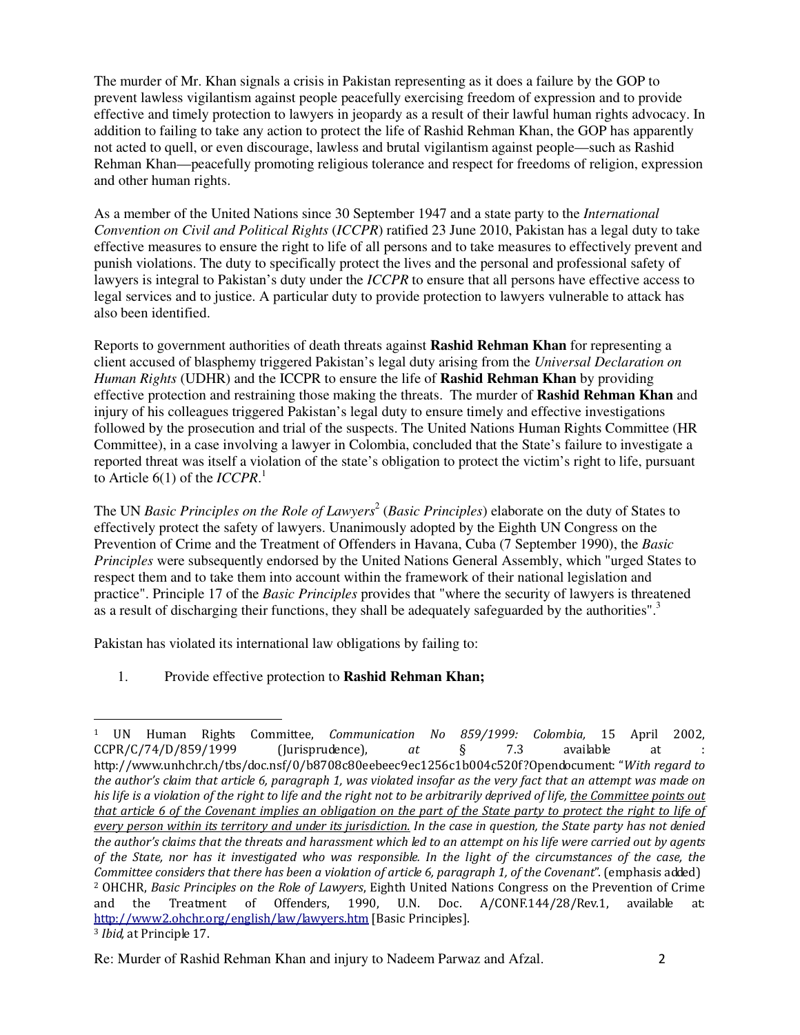The murder of Mr. Khan signals a crisis in Pakistan representing as it does a failure by the GOP to prevent lawless vigilantism against people peacefully exercising freedom of expression and to provide effective and timely protection to lawyers in jeopardy as a result of their lawful human rights advocacy. In addition to failing to take any action to protect the life of Rashid Rehman Khan, the GOP has apparently not acted to quell, or even discourage, lawless and brutal vigilantism against people—such as Rashid Rehman Khan—peacefully promoting religious tolerance and respect for freedoms of religion, expression and other human rights.

As a member of the United Nations since 30 September 1947 and a state party to the *International Convention on Civil and Political Rights* (*ICCPR*) ratified 23 June 2010, Pakistan has a legal duty to take effective measures to ensure the right to life of all persons and to take measures to effectively prevent and punish violations. The duty to specifically protect the lives and the personal and professional safety of lawyers is integral to Pakistan's duty under the *ICCPR* to ensure that all persons have effective access to legal services and to justice. A particular duty to provide protection to lawyers vulnerable to attack has also been identified.

Reports to government authorities of death threats against **Rashid Rehman Khan** for representing a client accused of blasphemy triggered Pakistan's legal duty arising from the *Universal Declaration on Human Rights* (UDHR) and the ICCPR to ensure the life of **Rashid Rehman Khan** by providing effective protection and restraining those making the threats. The murder of **Rashid Rehman Khan** and injury of his colleagues triggered Pakistan's legal duty to ensure timely and effective investigations followed by the prosecution and trial of the suspects. The United Nations Human Rights Committee (HR Committee), in a case involving a lawyer in Colombia, concluded that the State's failure to investigate a reported threat was itself a violation of the state's obligation to protect the victim's right to life, pursuant to Article 6(1) of the *ICCPR*.[1]

The UN *Basic Principles on the Role of Lawyers*[2] (*Basic Principles*) elaborate on the duty of States to effectively protect the safety of lawyers. Unanimously adopted by the Eighth UN Congress on the Prevention of Crime and the Treatment of Offenders in Havana, Cuba (7 September 1990), the *Basic Principles* were subsequently endorsed by the United Nations General Assembly, which "urged States to respect them and to take them into account within the framework of their national legislation and practice". Principle 17 of the *Basic Principles* provides that "where the security of lawyers is threatened as a result of discharging their functions, they shall be adequately safeguarded by the authorities".[3]

Pakistan has violated its international law obligations by failing to:

1. Provide effective protection to **Rashid Rehman Khan;**

---

[1] UN Human Rights Committee, *Communication No 859/1999: Colombia*, 15 April 2002, CCPR/C/74/D/859/1999 (Jurisprudence), *at* § 7.3 available at : http://www.unhchr.ch/tbs/doc.nsf/0/b8708c80eebeec9ec1256c1b004c520f?Opendocument: "*With regard to the author's claim that article 6, paragraph 1, was violated insofar as the very fact that an attempt was made on his life is a violation of the right to life and the right not to be arbitrarily deprived of life, the Committee points out that article 6 of the Covenant implies an obligation on the part of the State party to protect the right to life of every person within its territory and under its jurisdiction. In the case in question, the State party has not denied the author's claims that the threats and harassment which led to an attempt on his life were carried out by agents of the State, nor has it investigated who was responsible. In the light of the circumstances of the case, the Committee considers that there has been a violation of article 6, paragraph 1, of the Covenant*". (emphasis added)

[2] OHCHR, *Basic Principles on the Role of Lawyers*, Eighth United Nations Congress on the Prevention of Crime and the Treatment of Offenders, 1990, U.N. Doc. A/CONF.144/28/Rev.1, available at: http://www2.ohchr.org/english/law/lawyers.htm [Basic Principles].

[3] *Ibid*, at Principle 17.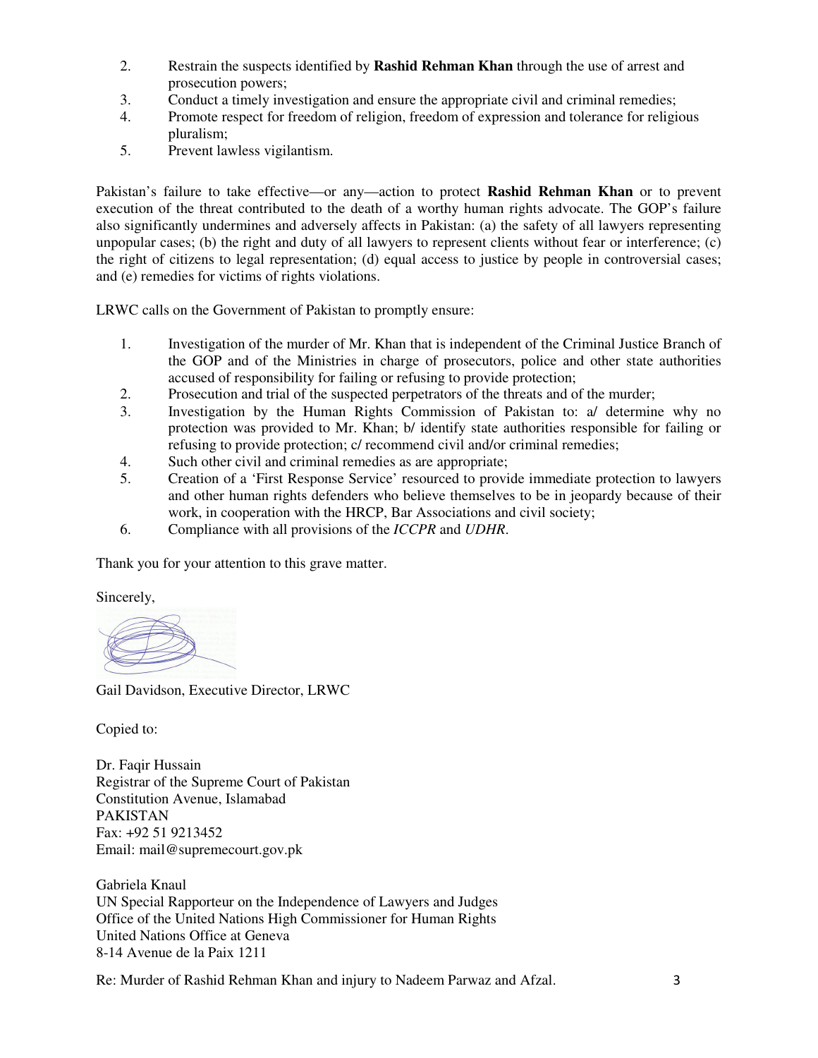2. Restrain the suspects identified by **Rashid Rehman Khan** through the use of arrest and prosecution powers;
3. Conduct a timely investigation and ensure the appropriate civil and criminal remedies;
4. Promote respect for freedom of religion, freedom of expression and tolerance for religious pluralism;
5. Prevent lawless vigilantism.

Pakistan's failure to take effective—or any—action to protect **Rashid Rehman Khan** or to prevent execution of the threat contributed to the death of a worthy human rights advocate. The GOP's failure also significantly undermines and adversely affects in Pakistan: (a) the safety of all lawyers representing unpopular cases; (b) the right and duty of all lawyers to represent clients without fear or interference; (c) the right of citizens to legal representation; (d) equal access to justice by people in controversial cases; and (e) remedies for victims of rights violations.

LRWC calls on the Government of Pakistan to promptly ensure:

1. Investigation of the murder of Mr. Khan that is independent of the Criminal Justice Branch of the GOP and of the Ministries in charge of prosecutors, police and other state authorities accused of responsibility for failing or refusing to provide protection;
2. Prosecution and trial of the suspected perpetrators of the threats and of the murder;
3. Investigation by the Human Rights Commission of Pakistan to: a/ determine why no protection was provided to Mr. Khan; b/ identify state authorities responsible for failing or refusing to provide protection; c/ recommend civil and/or criminal remedies;
4. Such other civil and criminal remedies as are appropriate;
5. Creation of a 'First Response Service' resourced to provide immediate protection to lawyers and other human rights defenders who believe themselves to be in jeopardy because of their work, in cooperation with the HRCP, Bar Associations and civil society;
6. Compliance with all provisions of the *ICCPR* and *UDHR*.

Thank you for your attention to this grave matter.

Sincerely,

Gail Davidson, Executive Director, LRWC

Copied to:

Dr. Faqir Hussain
Registrar of the Supreme Court of Pakistan
Constitution Avenue, Islamabad
PAKISTAN
Fax: +92 51 9213452
Email: mail@supremecourt.gov.pk

Gabriela Knaul
UN Special Rapporteur on the Independence of Lawyers and Judges
Office of the United Nations High Commissioner for Human Rights
United Nations Office at Geneva
8-14 Avenue de la Paix 1211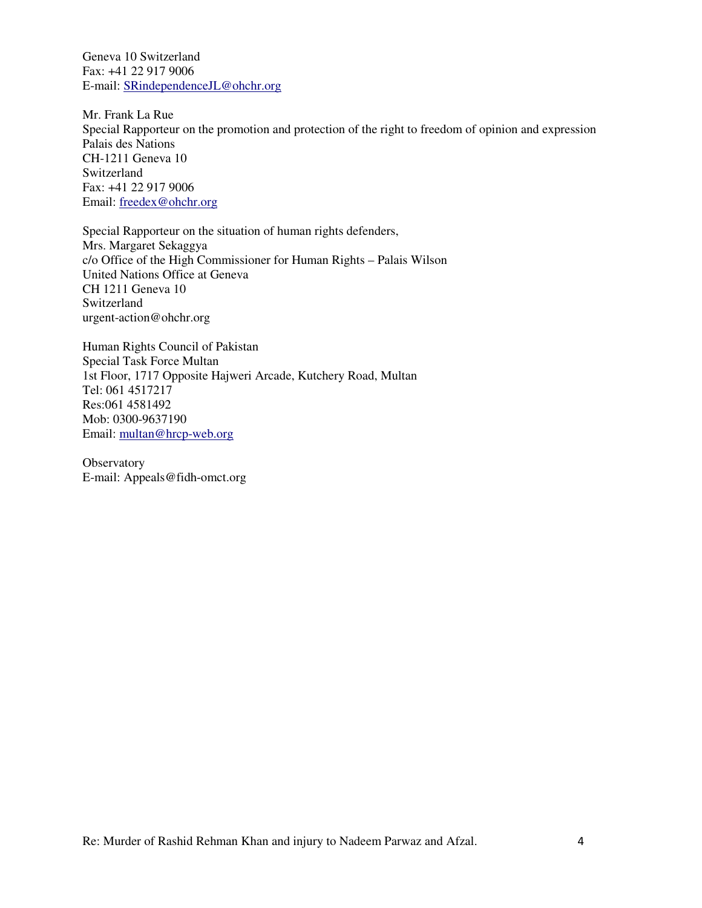Geneva 10 Switzerland
Fax: +41 22 917 9006
E-mail: SRindependenceJL@ohchr.org

Mr. Frank La Rue
Special Rapporteur on the promotion and protection of the right to freedom of opinion and expression
Palais des Nations
CH-1211 Geneva 10
Switzerland
Fax: +41 22 917 9006
Email: freedex@ohchr.org

Special Rapporteur on the situation of human rights defenders,
Mrs. Margaret Sekaggya
c/o Office of the High Commissioner for Human Rights – Palais Wilson
United Nations Office at Geneva
CH 1211 Geneva 10
Switzerland
urgent-action@ohchr.org

Human Rights Council of Pakistan
Special Task Force Multan
1st Floor, 1717 Opposite Hajweri Arcade, Kutchery Road, Multan
Tel: 061 4517217
Res:061 4581492
Mob: 0300-9637190
Email: multan@hrcp-web.org

Observatory
E-mail: Appeals@fidh-omct.org